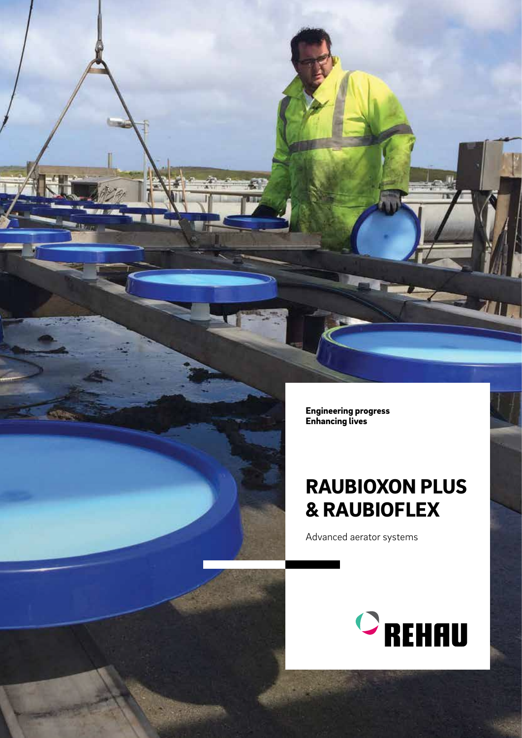**Engineering progress**
**Enhancing lives**

# RAUBIOXON PLUS & RAUBIOFLEX

Advanced aerator systems

REHAU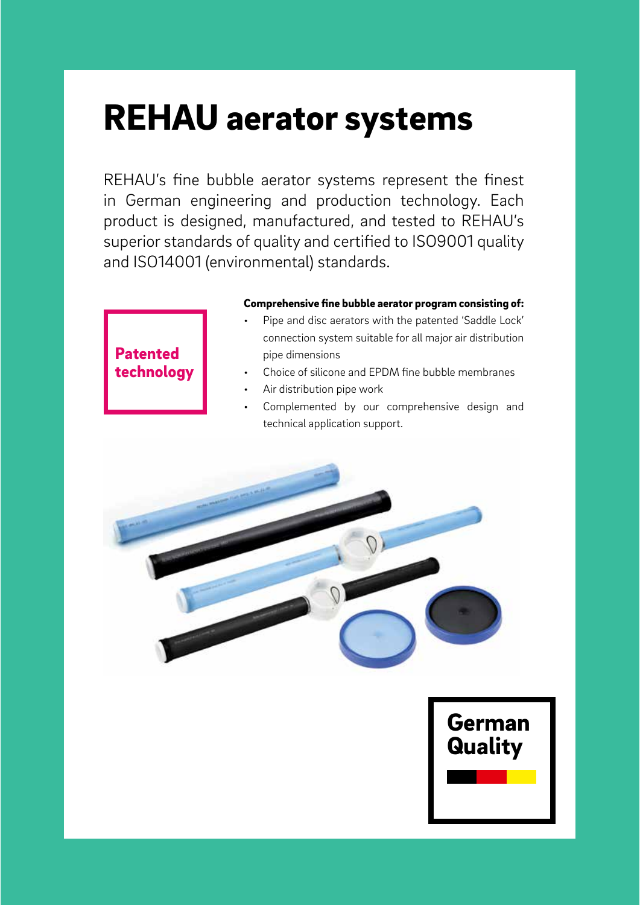# REHAU aerator systems

REHAU's fine bubble aerator systems represent the finest in German engineering and production technology. Each product is designed, manufactured, and tested to REHAU's superior standards of quality and certified to ISO9001 quality and ISO14001 (environmental) standards.

**Patented technology**

**Comprehensive fine bubble aerator program consisting of:**

- Pipe and disc aerators with the patented 'Saddle Lock' connection system suitable for all major air distribution pipe dimensions
- Choice of silicone and EPDM fine bubble membranes
- Air distribution pipe work
- Complemented by our comprehensive design and technical application support.

**German Quality**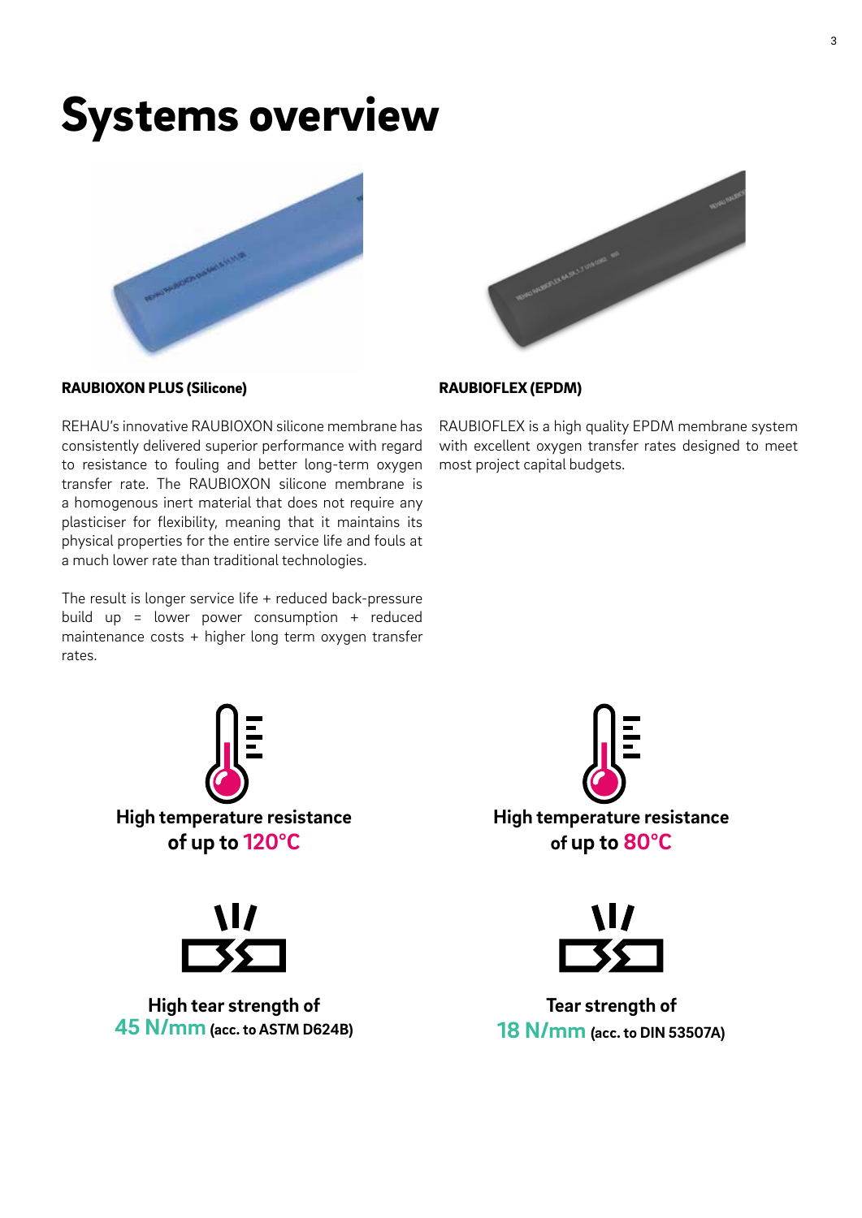# Systems overview

**RAUBIOXON PLUS (Silicone)**

REHAU's innovative RAUBIOXON silicone membrane has consistently delivered superior performance with regard to resistance to fouling and better long-term oxygen transfer rate. The RAUBIOXON silicone membrane is a homogenous inert material that does not require any plasticiser for flexibility, meaning that it maintains its physical properties for the entire service life and fouls at a much lower rate than traditional technologies.

The result is longer service life + reduced back-pressure build up = lower power consumption + reduced maintenance costs + higher long term oxygen transfer rates.

**High temperature resistance of up to 120°C**

**High tear strength of 45 N/mm (acc. to ASTM D624B)**

**RAUBIOFLEX (EPDM)**

RAUBIOFLEX is a high quality EPDM membrane system with excellent oxygen transfer rates designed to meet most project capital budgets.

**High temperature resistance of up to 80°C**

**Tear strength of 18 N/mm (acc. to DIN 53507A)**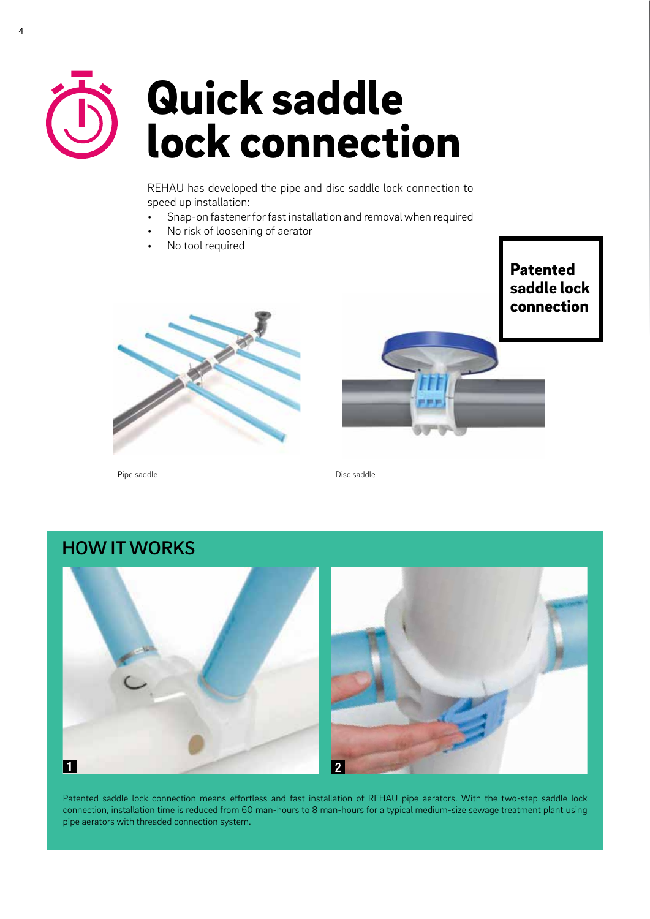# Quick saddle lock connection

REHAU has developed the pipe and disc saddle lock connection to speed up installation:

- Snap-on fastener for fast installation and removal when required
- No risk of loosening of aerator
- No tool required

**Patented saddle lock connection**

Pipe saddle

Disc saddle

## HOW IT WORKS

1

2

Patented saddle lock connection means effortless and fast installation of REHAU pipe aerators. With the two-step saddle lock connection, installation time is reduced from 60 man-hours to 8 man-hours for a typical medium-size sewage treatment plant using pipe aerators with threaded connection system.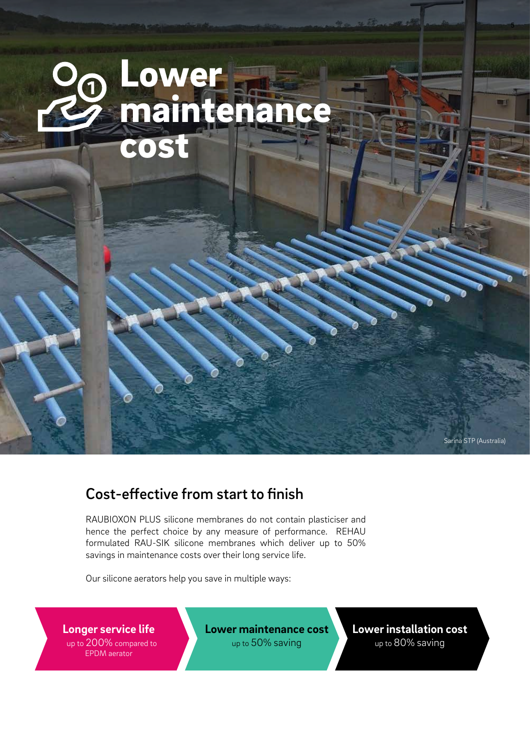# Lower maintenance cost

Sarina STP (Australia)

## Cost-effective from start to finish

RAUBIOXON PLUS silicone membranes do not contain plasticiser and hence the perfect choice by any measure of performance. REHAU formulated RAU-SIK silicone membranes which deliver up to 50% savings in maintenance costs over their long service life.

Our silicone aerators help you save in multiple ways:

**Longer service life**
up to 200% compared to EPDM aerator

**Lower maintenance cost**
up to 50% saving

**Lower installation cost**
up to 80% saving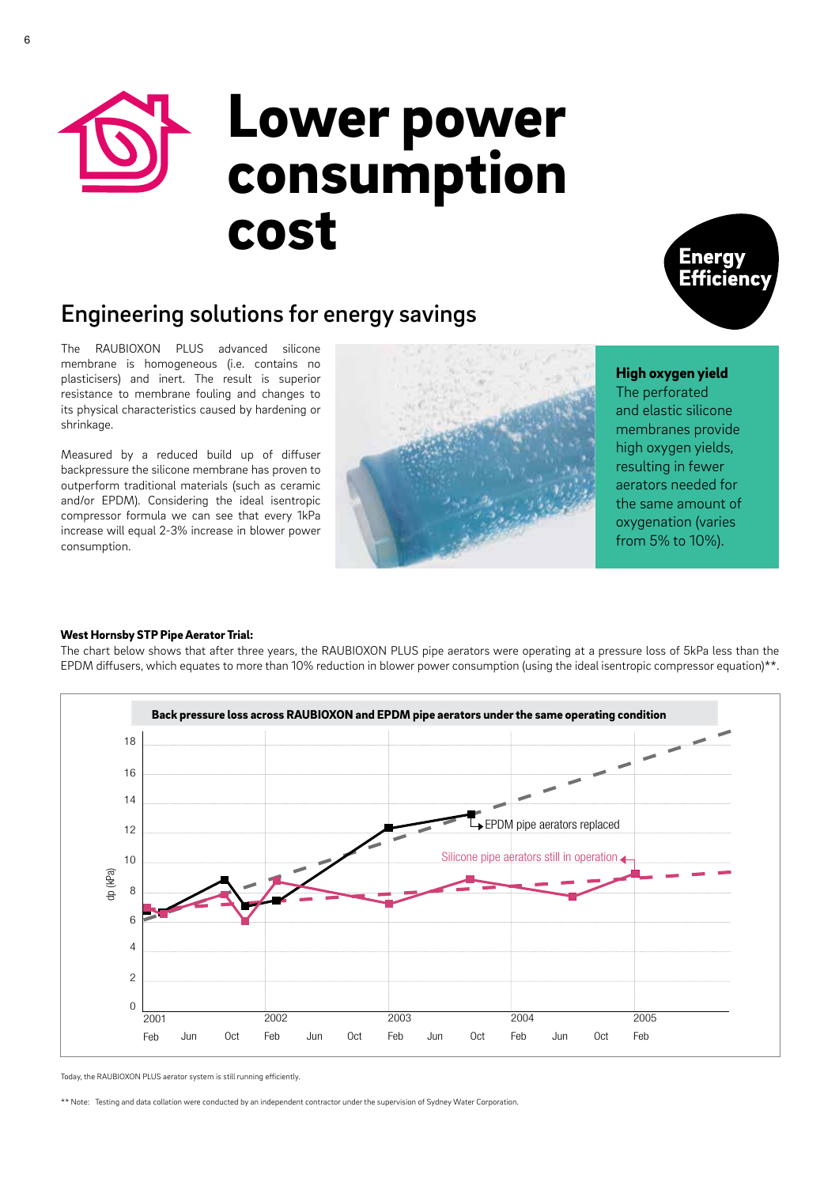# Lower power consumption cost

Energy Efficiency

## Engineering solutions for energy savings

The RAUBIOXON PLUS advanced silicone membrane is homogeneous (i.e. contains no plasticisers) and inert. The result is superior resistance to membrane fouling and changes to its physical characteristics caused by hardening or shrinkage.

Measured by a reduced build up of diffuser backpressure the silicone membrane has proven to outperform traditional materials (such as ceramic and/or EPDM). Considering the ideal isentropic compressor formula we can see that every 1kPa increase will equal 2-3% increase in blower power consumption.

**High oxygen yield**
The perforated and elastic silicone membranes provide high oxygen yields, resulting in fewer aerators needed for the same amount of oxygenation (varies from 5% to 10%).

**West Hornsby STP Pipe Aerator Trial:**
The chart below shows that after three years, the RAUBIOXON PLUS pipe aerators were operating at a pressure loss of 5kPa less than the EPDM diffusers, which equates to more than 10% reduction in blower power consumption (using the ideal isentropic compressor equation)**.

**Back pressure loss across RAUBIOXON and EPDM pipe aerators under the same operating condition**

dp (kPa)

0
2
4
6
8
10
12
14
16
18

2001 Feb Jun Oct
2002 Feb Jun Oct
2003 Feb Jun Oct
2004 Feb Jun Oct
2005 Feb

EPDM pipe aerators replaced

Silicone pipe aerators still in operation

Today, the RAUBIOXON PLUS aerator system is still running efficiently.

** Note: Testing and data collation were conducted by an independent contractor under the supervision of Sydney Water Corporation.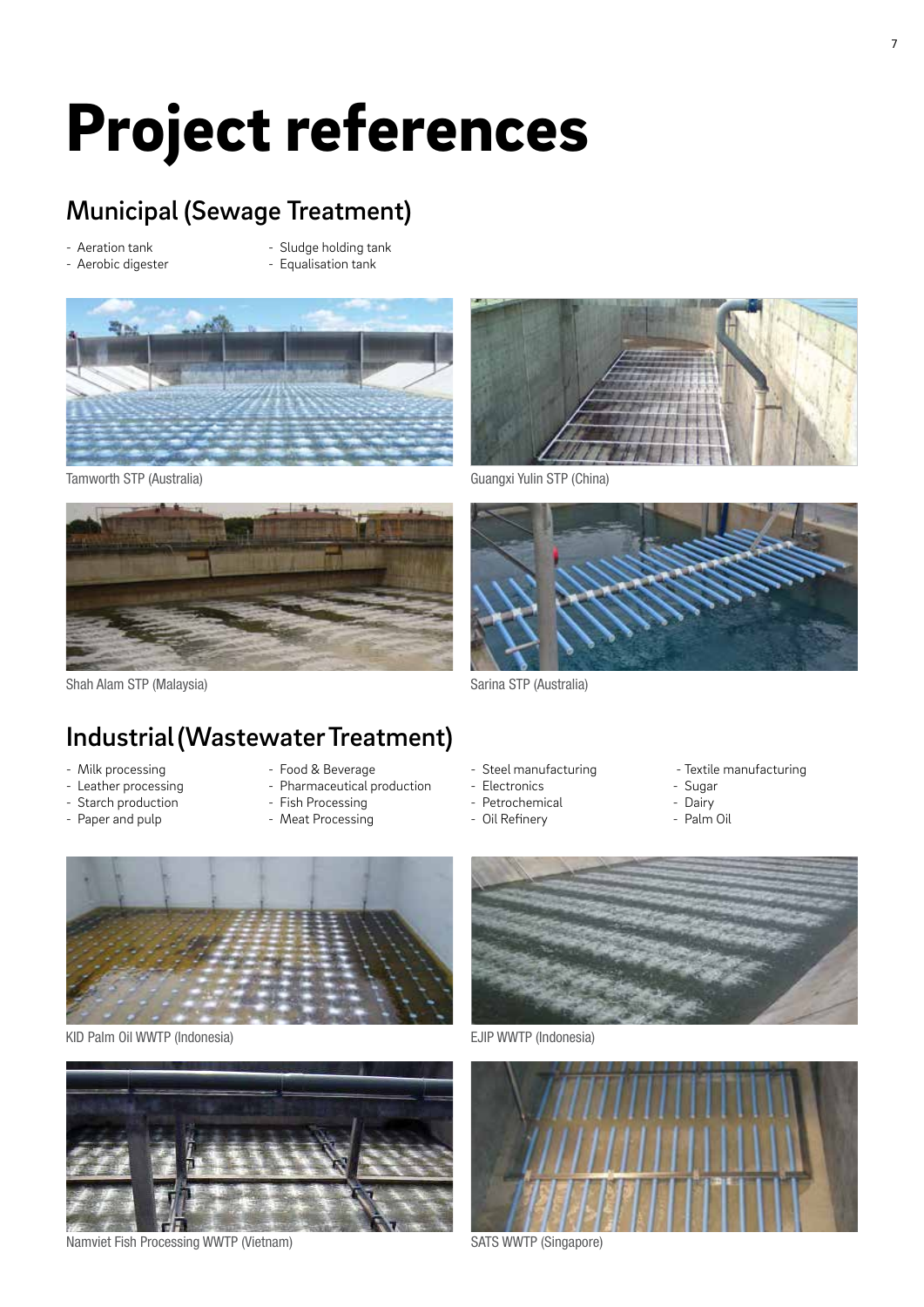# Project references

## Municipal (Sewage Treatment)

- Aeration tank
- Aerobic digester
- Sludge holding tank
- Equalisation tank

Tamworth STP (Australia)

Guangxi Yulin STP (China)

Shah Alam STP (Malaysia)

Sarina STP (Australia)

## Industrial (Wastewater Treatment)

- Milk processing
- Leather processing
- Starch production
- Paper and pulp
- Food & Beverage
- Pharmaceutical production
- Fish Processing
- Meat Processing
- Steel manufacturing
- Electronics
- Petrochemical
- Oil Refinery
- Textile manufacturing
- Sugar
- Dairy
- Palm Oil

KID Palm Oil WWTP (Indonesia)

EJIP WWTP (Indonesia)

Namviet Fish Processing WWTP (Vietnam)

SATS WWTP (Singapore)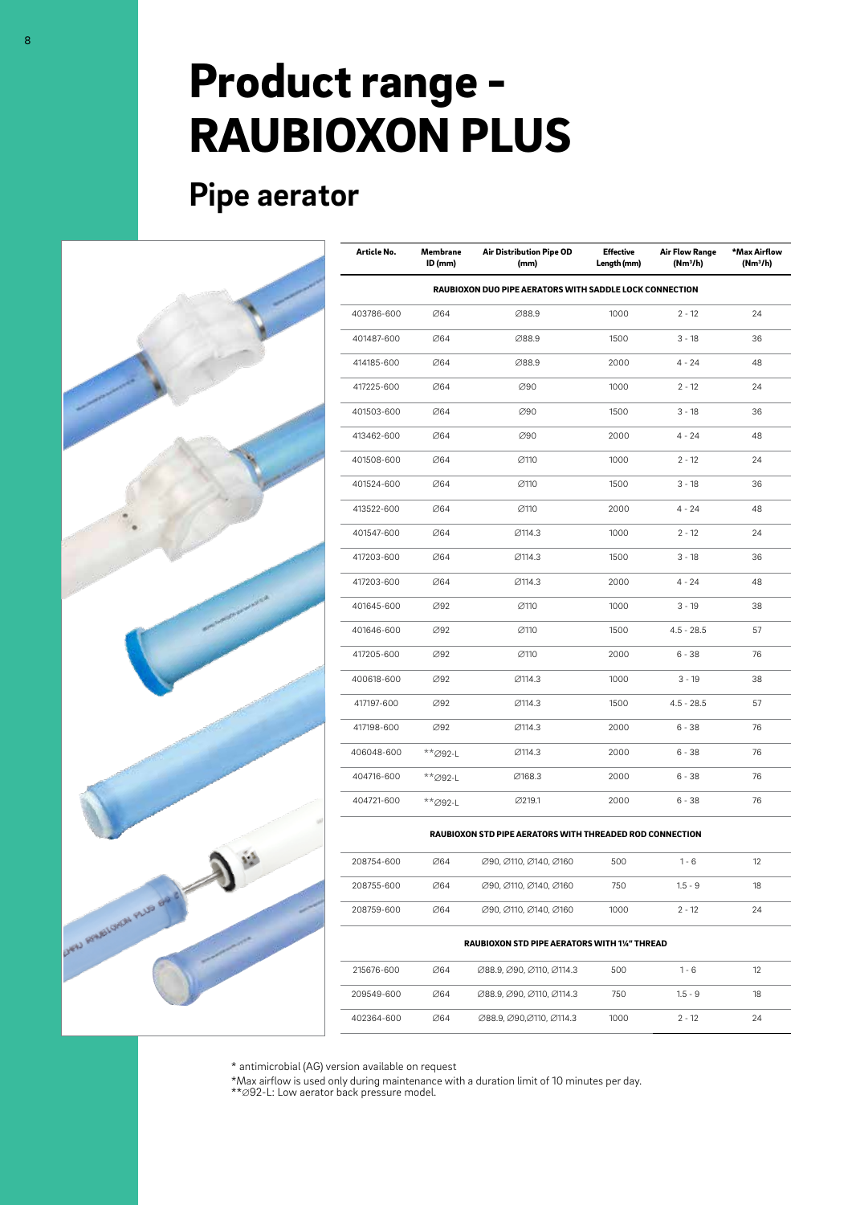# Product range - RAUBIOXON PLUS

## Pipe aerator

| Article No. | Membrane ID (mm) | Air Distribution Pipe OD (mm) | Effective Length (mm) | Air Flow Range (Nm³/h) | *Max Airflow (Nm³/h) |
|---|---|---|---|---|---|
| **RAUBIOXON DUO PIPE AERATORS WITH SADDLE LOCK CONNECTION** | | | | | |
| 403786-600 | Ø64 | Ø88.9 | 1000 | 2 - 12 | 24 |
| 401487-600 | Ø64 | Ø88.9 | 1500 | 3 - 18 | 36 |
| 414185-600 | Ø64 | Ø88.9 | 2000 | 4 - 24 | 48 |
| 417225-600 | Ø64 | Ø90 | 1000 | 2 - 12 | 24 |
| 401503-600 | Ø64 | Ø90 | 1500 | 3 - 18 | 36 |
| 413462-600 | Ø64 | Ø90 | 2000 | 4 - 24 | 48 |
| 401508-600 | Ø64 | Ø110 | 1000 | 2 - 12 | 24 |
| 401524-600 | Ø64 | Ø110 | 1500 | 3 - 18 | 36 |
| 413522-600 | Ø64 | Ø110 | 2000 | 4 - 24 | 48 |
| 401547-600 | Ø64 | Ø114.3 | 1000 | 2 - 12 | 24 |
| 417203-600 | Ø64 | Ø114.3 | 1500 | 3 - 18 | 36 |
| 417203-600 | Ø64 | Ø114.3 | 2000 | 4 - 24 | 48 |
| 401645-600 | Ø92 | Ø110 | 1000 | 3 - 19 | 38 |
| 401646-600 | Ø92 | Ø110 | 1500 | 4.5 - 28.5 | 57 |
| 417205-600 | Ø92 | Ø110 | 2000 | 6 - 38 | 76 |
| 400618-600 | Ø92 | Ø114.3 | 1000 | 3 - 19 | 38 |
| 417197-600 | Ø92 | Ø114.3 | 1500 | 4.5 - 28.5 | 57 |
| 417198-600 | Ø92 | Ø114.3 | 2000 | 6 - 38 | 76 |
| 406048-600 | **Ø92-L | Ø114.3 | 2000 | 6 - 38 | 76 |
| 404716-600 | **Ø92-L | Ø168.3 | 2000 | 6 - 38 | 76 |
| 404721-600 | **Ø92-L | Ø219.1 | 2000 | 6 - 38 | 76 |
| **RAUBIOXON STD PIPE AERATORS WITH THREADED ROD CONNECTION** | | | | | |
| 208754-600 | Ø64 | Ø90, Ø110, Ø140, Ø160 | 500 | 1 - 6 | 12 |
| 208755-600 | Ø64 | Ø90, Ø110, Ø140, Ø160 | 750 | 1.5 - 9 | 18 |
| 208759-600 | Ø64 | Ø90, Ø110, Ø140, Ø160 | 1000 | 2 - 12 | 24 |
| **RAUBIOXON STD PIPE AERATORS WITH 1¼" THREAD** | | | | | |
| 215676-600 | Ø64 | Ø88.9, Ø90, Ø110, Ø114.3 | 500 | 1 - 6 | 12 |
| 209549-600 | Ø64 | Ø88.9, Ø90, Ø110, Ø114.3 | 750 | 1.5 - 9 | 18 |
| 402364-600 | Ø64 | Ø88.9, Ø90,Ø110, Ø114.3 | 1000 | 2 - 12 | 24 |

* antimicrobial (AG) version available on request

*Max airflow is used only during maintenance with a duration limit of 10 minutes per day.

**Ø92-L: Low aerator back pressure model.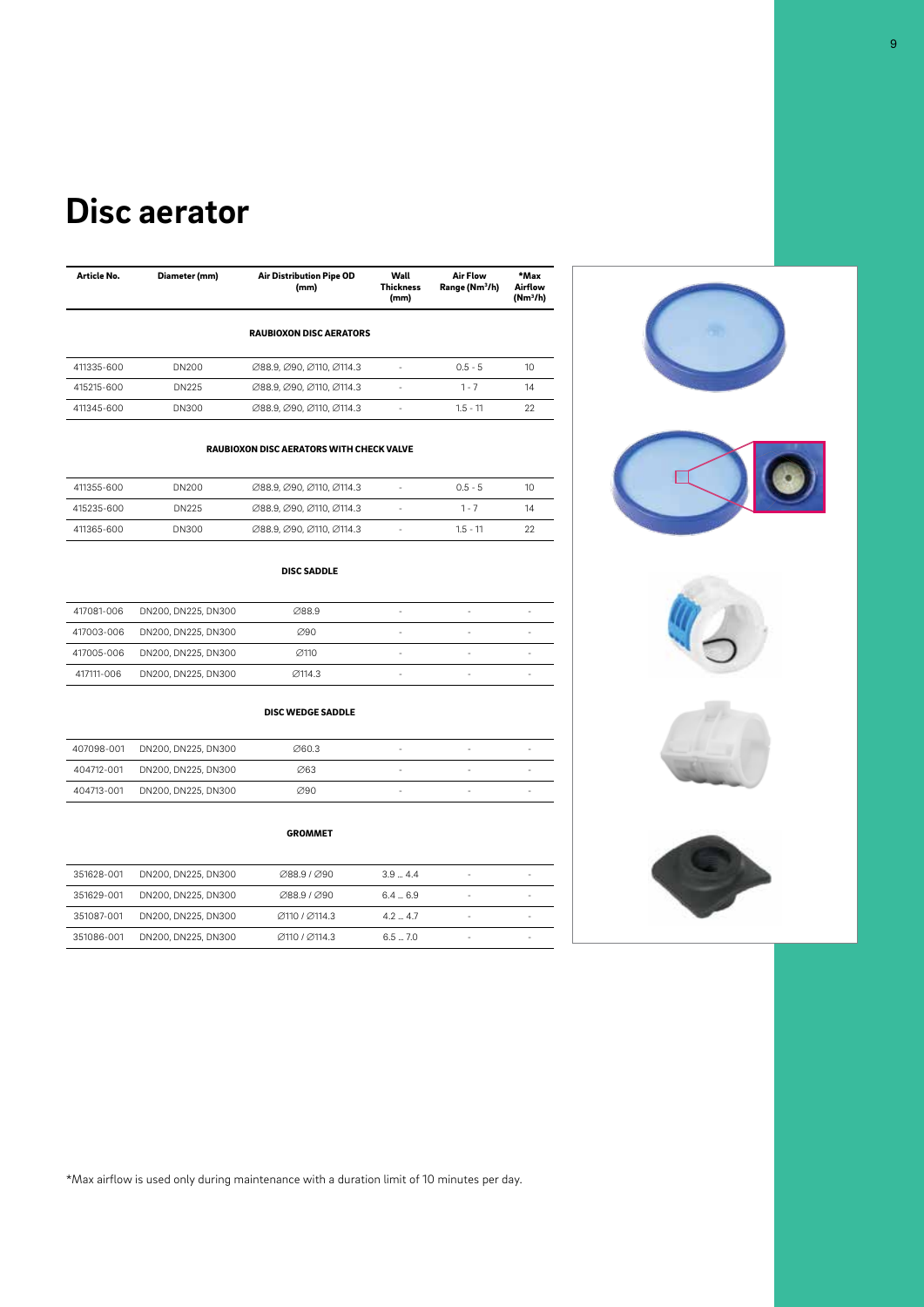# Disc aerator

| Article No. | Diameter (mm) | Air Distribution Pipe OD (mm) | Wall Thickness (mm) | Air Flow Range (Nm³/h) | *Max Airflow (Nm³/h) |
|---|---|---|---|---|---|
| | | **RAUBIOXON DISC AERATORS** | | | |
| 411335-600 | DN200 | Ø88.9, Ø90, Ø110, Ø114.3 | - | 0.5 - 5 | 10 |
| 415215-600 | DN225 | Ø88.9, Ø90, Ø110, Ø114.3 | - | 1 - 7 | 14 |
| 411345-600 | DN300 | Ø88.9, Ø90, Ø110, Ø114.3 | - | 1.5 - 11 | 22 |
| | | **RAUBIOXON DISC AERATORS WITH CHECK VALVE** | | | |
| 411355-600 | DN200 | Ø88.9, Ø90, Ø110, Ø114.3 | - | 0.5 - 5 | 10 |
| 415235-600 | DN225 | Ø88.9, Ø90, Ø110, Ø114.3 | - | 1 - 7 | 14 |
| 411365-600 | DN300 | Ø88.9, Ø90, Ø110, Ø114.3 | - | 1.5 - 11 | 22 |
| | | **DISC SADDLE** | | | |
| 417081-006 | DN200, DN225, DN300 | Ø88.9 | - | - | - |
| 417003-006 | DN200, DN225, DN300 | Ø90 | - | - | - |
| 417005-006 | DN200, DN225, DN300 | Ø110 | - | - | - |
| 417111-006 | DN200, DN225, DN300 | Ø114.3 | - | - | - |
| | | **DISC WEDGE SADDLE** | | | |
| 407098-001 | DN200, DN225, DN300 | Ø60.3 | - | - | - |
| 404712-001 | DN200, DN225, DN300 | Ø63 | - | - | - |
| 404713-001 | DN200, DN225, DN300 | Ø90 | - | - | - |
| | | **GROMMET** | | | |
| 351628-001 | DN200, DN225, DN300 | Ø88.9 / Ø90 | 3.9 ... 4.4 | - | - |
| 351629-001 | DN200, DN225, DN300 | Ø88.9 / Ø90 | 6.4 ... 6.9 | - | - |
| 351087-001 | DN200, DN225, DN300 | Ø110 / Ø114.3 | 4.2 ... 4.7 | - | - |
| 351086-001 | DN200, DN225, DN300 | Ø110 / Ø114.3 | 6.5 ... 7.0 | - | - |

*Max airflow is used only during maintenance with a duration limit of 10 minutes per day.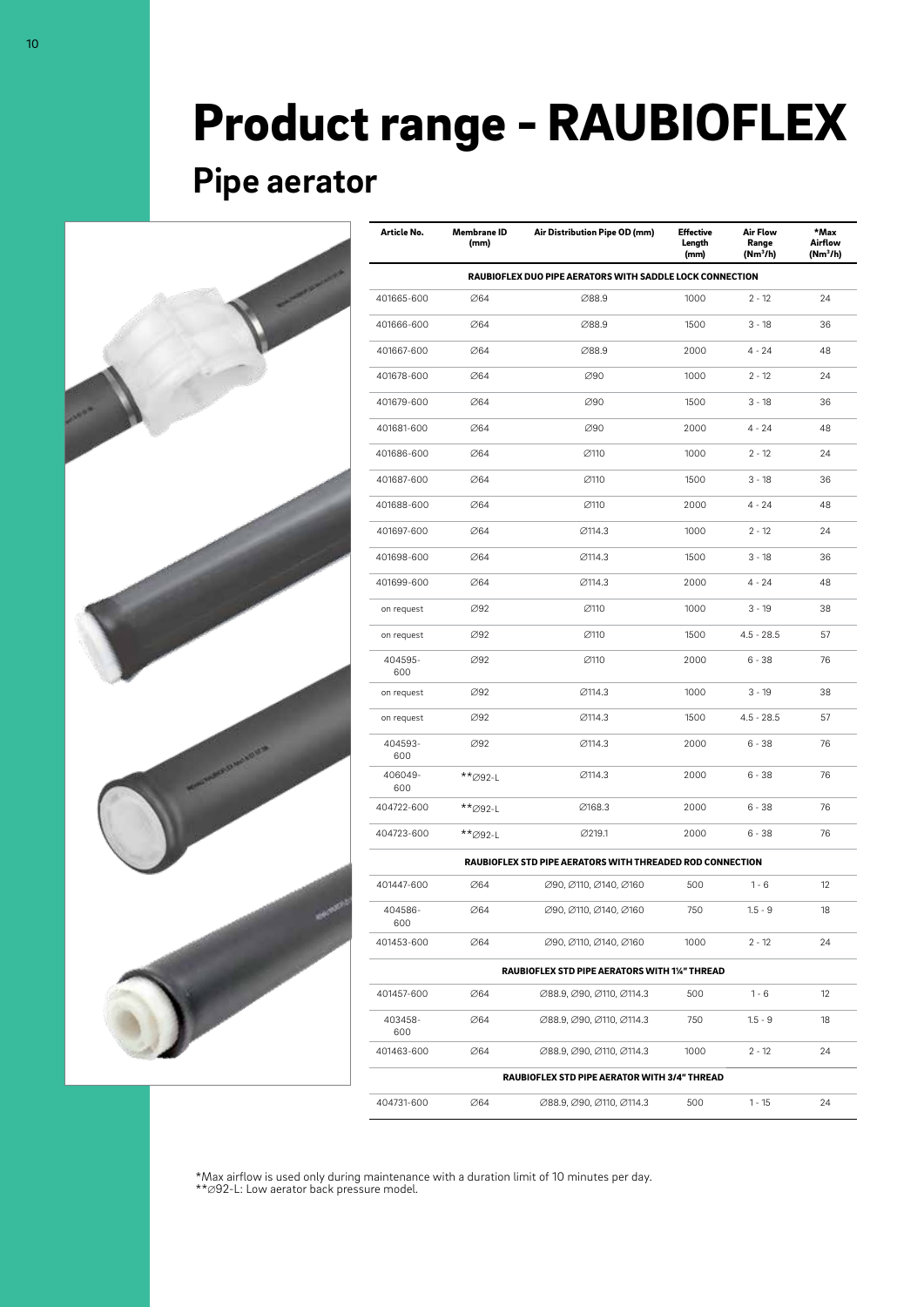# Product range - RAUBIOFLEX

## Pipe aerator

| Article No. | Membrane ID (mm) | Air Distribution Pipe OD (mm) | Effective Length (mm) | Air Flow Range (Nm³/h) | *Max Airflow (Nm³/h) |
|---|---|---|---|---|---|
| **RAUBIOFLEX DUO PIPE AERATORS WITH SADDLE LOCK CONNECTION** | | | | | |
| 401665-600 | ∅64 | ∅88.9 | 1000 | 2 - 12 | 24 |
| 401666-600 | ∅64 | ∅88.9 | 1500 | 3 - 18 | 36 |
| 401667-600 | ∅64 | ∅88.9 | 2000 | 4 - 24 | 48 |
| 401678-600 | ∅64 | ∅90 | 1000 | 2 - 12 | 24 |
| 401679-600 | ∅64 | ∅90 | 1500 | 3 - 18 | 36 |
| 401681-600 | ∅64 | ∅90 | 2000 | 4 - 24 | 48 |
| 401686-600 | ∅64 | ∅110 | 1000 | 2 - 12 | 24 |
| 401687-600 | ∅64 | ∅110 | 1500 | 3 - 18 | 36 |
| 401688-600 | ∅64 | ∅110 | 2000 | 4 - 24 | 48 |
| 401697-600 | ∅64 | ∅114.3 | 1000 | 2 - 12 | 24 |
| 401698-600 | ∅64 | ∅114.3 | 1500 | 3 - 18 | 36 |
| 401699-600 | ∅64 | ∅114.3 | 2000 | 4 - 24 | 48 |
| on request | ∅92 | ∅110 | 1000 | 3 - 19 | 38 |
| on request | ∅92 | ∅110 | 1500 | 4.5 - 28.5 | 57 |
| 404595-600 | ∅92 | ∅110 | 2000 | 6 - 38 | 76 |
| on request | ∅92 | ∅114.3 | 1000 | 3 - 19 | 38 |
| on request | ∅92 | ∅114.3 | 1500 | 4.5 - 28.5 | 57 |
| 404593-600 | ∅92 | ∅114.3 | 2000 | 6 - 38 | 76 |
| 406049-600 | **∅92-L | ∅114.3 | 2000 | 6 - 38 | 76 |
| 404722-600 | **∅92-L | ∅168.3 | 2000 | 6 - 38 | 76 |
| 404723-600 | **∅92-L | ∅219.1 | 2000 | 6 - 38 | 76 |
| **RAUBIOFLEX STD PIPE AERATORS WITH THREADED ROD CONNECTION** | | | | | |
| 401447-600 | ∅64 | ∅90, ∅110, ∅140, ∅160 | 500 | 1 - 6 | 12 |
| 404586-600 | ∅64 | ∅90, ∅110, ∅140, ∅160 | 750 | 1.5 - 9 | 18 |
| 401453-600 | ∅64 | ∅90, ∅110, ∅140, ∅160 | 1000 | 2 - 12 | 24 |
| **RAUBIOFLEX STD PIPE AERATORS WITH 1¼" THREAD** | | | | | |
| 401457-600 | ∅64 | ∅88.9, ∅90, ∅110, ∅114.3 | 500 | 1 - 6 | 12 |
| 403458-600 | ∅64 | ∅88.9, ∅90, ∅110, ∅114.3 | 750 | 1.5 - 9 | 18 |
| 401463-600 | ∅64 | ∅88.9, ∅90, ∅110, ∅114.3 | 1000 | 2 - 12 | 24 |
| **RAUBIOFLEX STD PIPE AERATOR WITH 3/4" THREAD** | | | | | |
| 404731-600 | ∅64 | ∅88.9, ∅90, ∅110, ∅114.3 | 500 | 1 - 15 | 24 |

*Max airflow is used only during maintenance with a duration limit of 10 minutes per day.
**∅92-L: Low aerator back pressure model.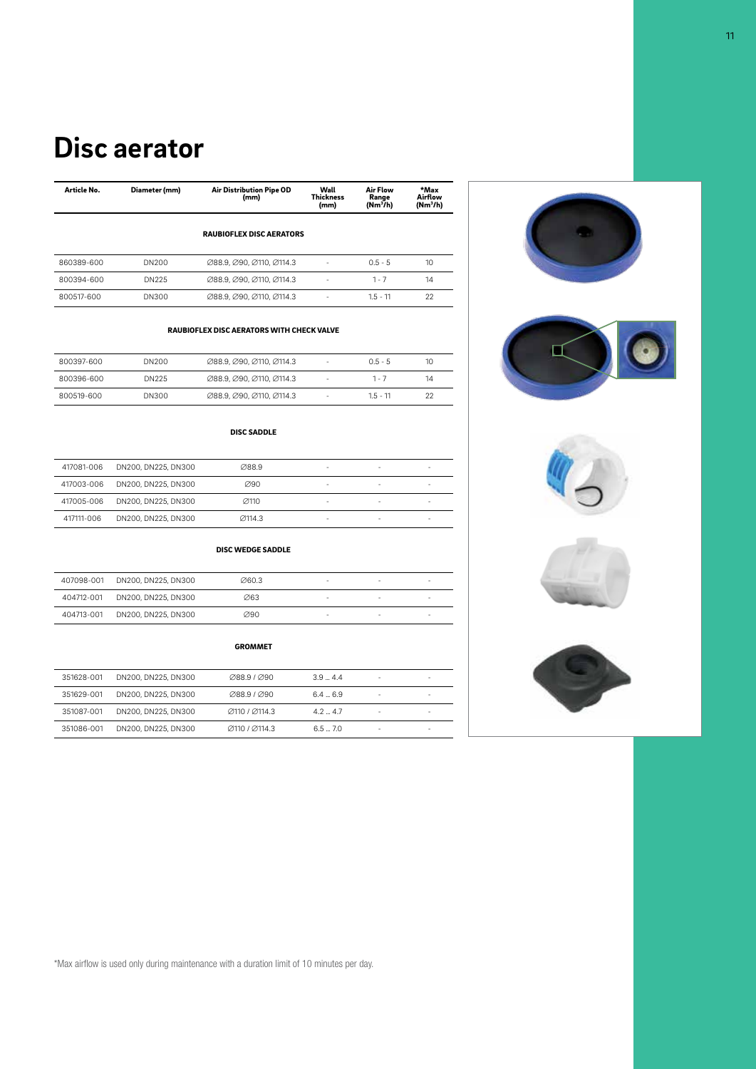# Disc aerator

| Article No. | Diameter (mm) | Air Distribution Pipe OD (mm) | Wall Thickness (mm) | Air Flow Range ($Nm^3/h$) | *Max Airflow ($Nm^3/h$) |
|---|---|---|---|---|---|
| | | **RAUBIOFLEX DISC AERATORS** | | | |
| 860389-600 | DN200 | Ø88.9, Ø90, Ø110, Ø114.3 | - | 0.5 - 5 | 10 |
| 800394-600 | DN225 | Ø88.9, Ø90, Ø110, Ø114.3 | - | 1 - 7 | 14 |
| 800517-600 | DN300 | Ø88.9, Ø90, Ø110, Ø114.3 | - | 1.5 - 11 | 22 |
| | | **RAUBIOFLEX DISC AERATORS WITH CHECK VALVE** | | | |
| 800397-600 | DN200 | Ø88.9, Ø90, Ø110, Ø114.3 | - | 0.5 - 5 | 10 |
| 800396-600 | DN225 | Ø88.9, Ø90, Ø110, Ø114.3 | - | 1 - 7 | 14 |
| 800519-600 | DN300 | Ø88.9, Ø90, Ø110, Ø114.3 | - | 1.5 - 11 | 22 |
| | | **DISC SADDLE** | | | |
| 417081-006 | DN200, DN225, DN300 | Ø88.9 | - | - | - |
| 417003-006 | DN200, DN225, DN300 | Ø90 | - | - | - |
| 417005-006 | DN200, DN225, DN300 | Ø110 | - | - | - |
| 417111-006 | DN200, DN225, DN300 | Ø114.3 | - | - | - |
| | | **DISC WEDGE SADDLE** | | | |
| 407098-001 | DN200, DN225, DN300 | Ø60.3 | - | - | - |
| 404712-001 | DN200, DN225, DN300 | Ø63 | - | - | - |
| 404713-001 | DN200, DN225, DN300 | Ø90 | - | - | - |
| | | **GROMMET** | | | |
| 351628-001 | DN200, DN225, DN300 | Ø88.9 / Ø90 | 3.9 ... 4.4 | - | - |
| 351629-001 | DN200, DN225, DN300 | Ø88.9 / Ø90 | 6.4 ... 6.9 | - | - |
| 351087-001 | DN200, DN225, DN300 | Ø110 / Ø114.3 | 4.2 ... 4.7 | - | - |
| 351086-001 | DN200, DN225, DN300 | Ø110 / Ø114.3 | 6.5 ... 7.0 | - | - |

*Max airflow is used only during maintenance with a duration limit of 10 minutes per day.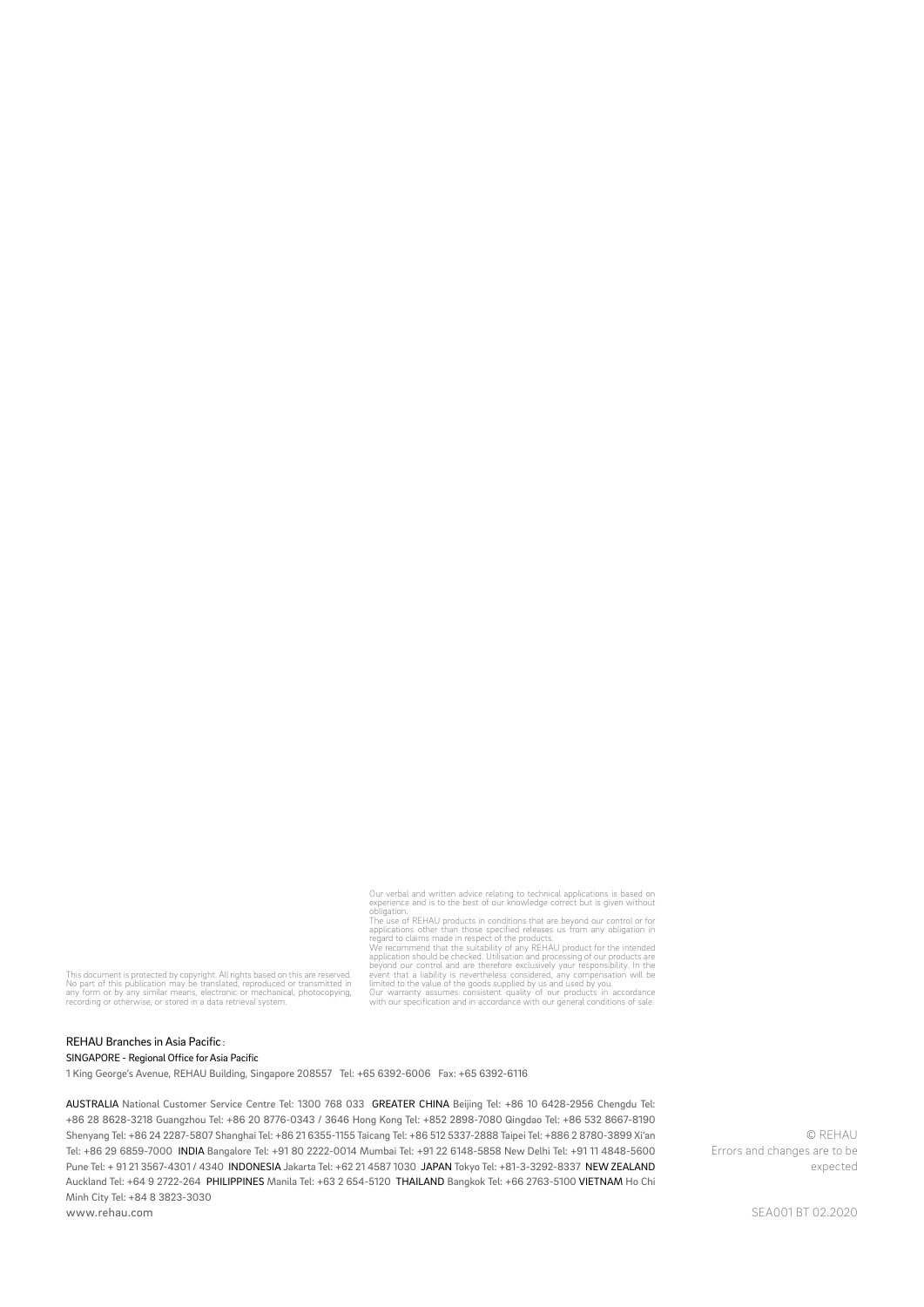This document is protected by copyright. All rights based on this are reserved. No part of this publication may be translated, reproduced or transmitted in any form or by any similar means, electronic or mechanical, photocopying, recording or otherwise, or stored in a data retrieval system.

Our verbal and written advice relating to technical applications is based on experience and is to the best of our knowledge correct but is given without obligation.
The use of REHAU products in conditions that are beyond our control or for applications other than those specified releases us from any obligation in regard to claims made in respect of the products.
We recommend that the suitability of any REHAU product for the intended application should be checked. Utilisation and processing of our products are beyond our control and are therefore exclusively your responsibility. In the event that a liability is nevertheless considered, any compensation will be limited to the value of the goods supplied by us and used by you.
Our warranty assumes consistent quality of our products in accordance with our specification and in accordance with our general conditions of sale.

REHAU Branches in Asia Pacific :

SINGAPORE - Regional Office for Asia Pacific

1 King George's Avenue, REHAU Building, Singapore 208557 Tel: +65 6392-6006 Fax: +65 6392-6116

AUSTRALIA National Customer Service Centre Tel: 1300 768 033 GREATER CHINA Beijing Tel: +86 10 6428-2956 Chengdu Tel: +86 28 8628-3218 Guangzhou Tel: +86 20 8776-0343 / 3646 Hong Kong Tel: +852 2898-7080 Qingdao Tel: +86 532 8667-8190 Shenyang Tel: +86 24 2287-5807 Shanghai Tel: +86 21 6355-1155 Taicang Tel: +86 512 5337-2888 Taipei Tel: +886 2 8780-3899 Xi'an Tel: +86 29 6859-7000 INDIA Bangalore Tel: +91 80 2222-0014 Mumbai Tel: +91 22 6148-5858 New Delhi Tel: +91 11 4848-5600 Pune Tel: + 91 21 3567-4301 / 4340 INDONESIA Jakarta Tel: +62 21 4587 1030 JAPAN Tokyo Tel: +81-3-3292-8337 NEW ZEALAND Auckland Tel: +64 9 2722-264 PHILIPPINES Manila Tel: +63 2 654-5120 THAILAND Bangkok Tel: +66 2763-5100 VIETNAM Ho Chi Minh City Tel: +84 8 3823-3030

www.rehau.com

© REHAU
Errors and changes are to be expected

SEA001 BT 02.2020